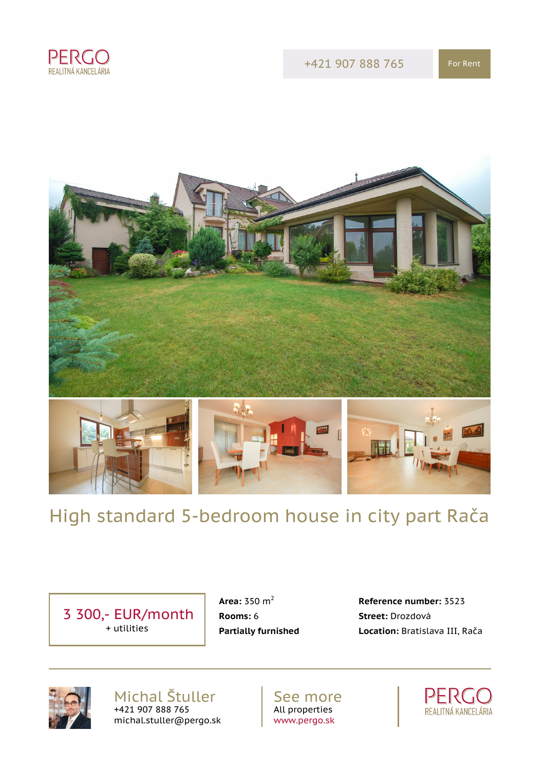PERGO
REALITNÁ KANCELÁRIA

+421 907 888 765

For Rent

# High standard 5-bedroom house in city part Rača

3 300,- EUR/month
+ utilities

**Area:** 350 m$^2$
**Rooms:** 6
**Partially furnished**

**Reference number:** 3523
**Street:** Drozdová
**Location:** Bratislava III, Rača

Michal Štuller
+421 907 888 765
michal.stuller@pergo.sk

See more
All properties
www.pergo.sk

PERGO
REALITNÁ KANCELÁRIA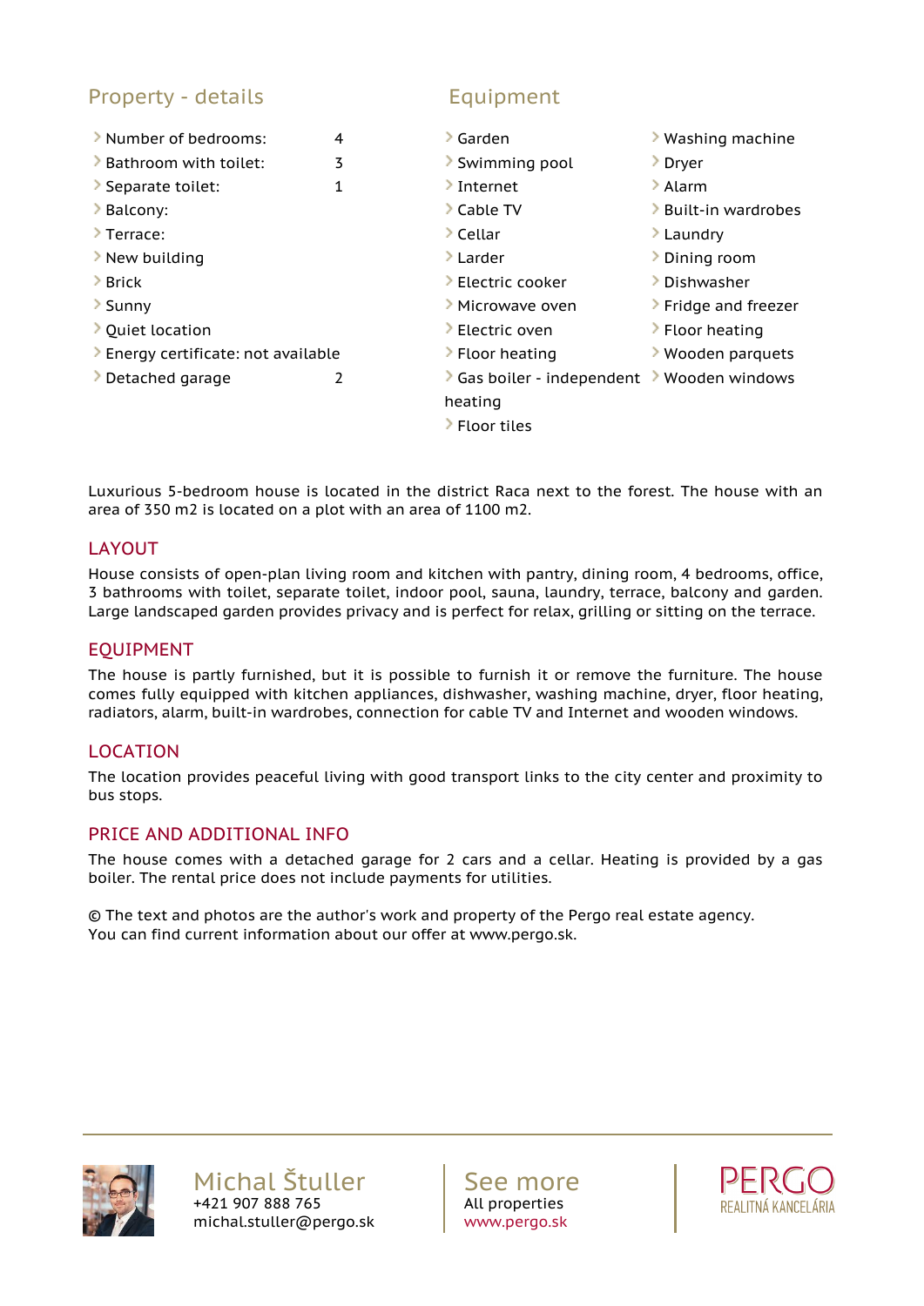## Property - details

| | |
|---|---|
| Number of bedrooms: | 4 |
| Bathroom with toilet: | 3 |
| Separate toilet: | 1 |
| Balcony: | |
| Terrace: | |
| New building | |
| Brick | |
| Sunny | |
| Quiet location | |
| Energy certificate: not available | |
| Detached garage | 2 |

## Equipment

- Garden
- Swimming pool
- Internet
- Cable TV
- Cellar
- Larder
- Electric cooker
- Microwave oven
- Electric oven
- Floor heating
- Gas boiler - independent heating
- Floor tiles
- Washing machine
- Dryer
- Alarm
- Built-in wardrobes
- Laundry
- Dining room
- Dishwasher
- Fridge and freezer
- Floor heating
- Wooden parquets
- Wooden windows

Luxurious 5-bedroom house is located in the district Raca next to the forest. The house with an area of 350 m2 is located on a plot with an area of 1100 m2.

### LAYOUT

House consists of open-plan living room and kitchen with pantry, dining room, 4 bedrooms, office, 3 bathrooms with toilet, separate toilet, indoor pool, sauna, laundry, terrace, balcony and garden. Large landscaped garden provides privacy and is perfect for relax, grilling or sitting on the terrace.

### EQUIPMENT

The house is partly furnished, but it is possible to furnish it or remove the furniture. The house comes fully equipped with kitchen appliances, dishwasher, washing machine, dryer, floor heating, radiators, alarm, built-in wardrobes, connection for cable TV and Internet and wooden windows.

### LOCATION

The location provides peaceful living with good transport links to the city center and proximity to bus stops.

### PRICE AND ADDITIONAL INFO

The house comes with a detached garage for 2 cars and a cellar. Heating is provided by a gas boiler. The rental price does not include payments for utilities.

© The text and photos are the author's work and property of the Pergo real estate agency.
You can find current information about our offer at www.pergo.sk.

Michal Štuller
+421 907 888 765
michal.stuller@pergo.sk

See more
All properties
www.pergo.sk

PERGO
REALITNÁ KANCELÁRIA